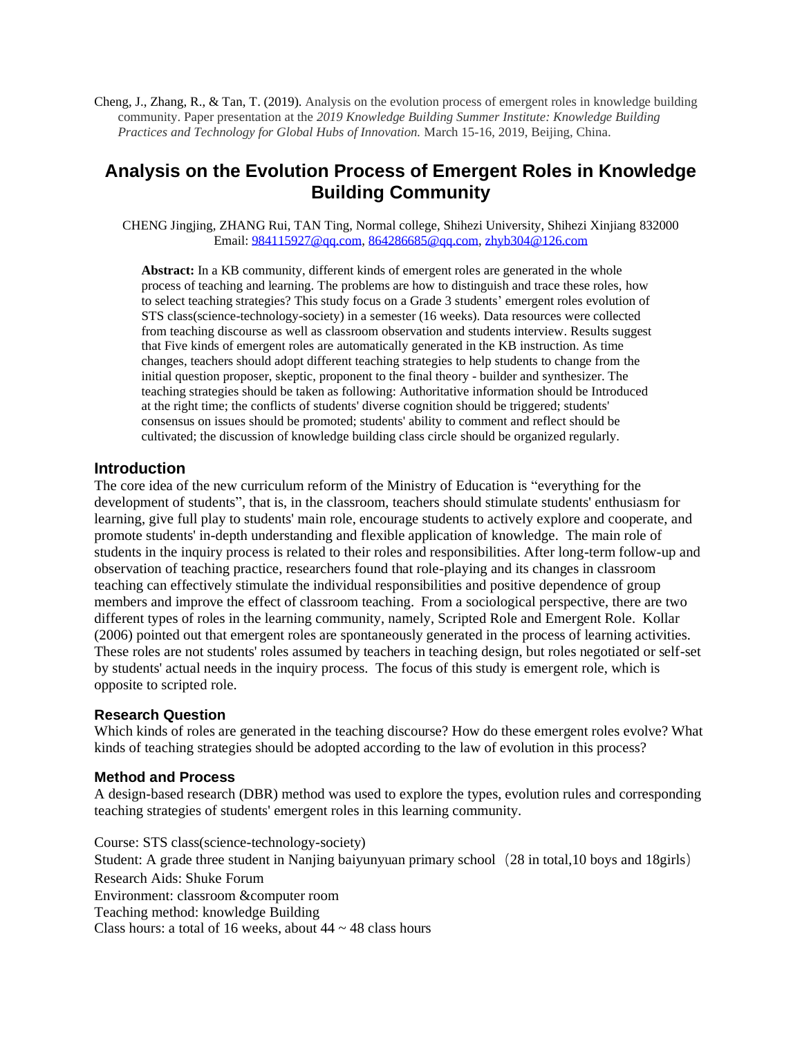Cheng, J., Zhang, R., & Tan, T. (2019). Analysis on the evolution process of emergent roles in knowledge building community. Paper presentation at the *2019 Knowledge Building Summer Institute: Knowledge Building Practices and Technology for Global Hubs of Innovation.* March 15-16, 2019, Beijing, China.

# Analysis on the Evolution Process of Emergent Roles in Knowledge Building Community

CHENG Jingjing, ZHANG Rui, TAN Ting, Normal college, Shihezi University, Shihezi Xinjiang 832000
Email: 984115927@qq.com, 864286685@qq.com, zhyb304@126.com

**Abstract:** In a KB community, different kinds of emergent roles are generated in the whole process of teaching and learning. The problems are how to distinguish and trace these roles, how to select teaching strategies? This study focus on a Grade 3 students' emergent roles evolution of STS class(science-technology-society) in a semester (16 weeks). Data resources were collected from teaching discourse as well as classroom observation and students interview. Results suggest that Five kinds of emergent roles are automatically generated in the KB instruction. As time changes, teachers should adopt different teaching strategies to help students to change from the initial question proposer, skeptic, proponent to the final theory - builder and synthesizer. The teaching strategies should be taken as following: Authoritative information should be Introduced at the right time; the conflicts of students' diverse cognition should be triggered; students' consensus on issues should be promoted; students' ability to comment and reflect should be cultivated; the discussion of knowledge building class circle should be organized regularly.

## Introduction

The core idea of the new curriculum reform of the Ministry of Education is "everything for the development of students", that is, in the classroom, teachers should stimulate students' enthusiasm for learning, give full play to students' main role, encourage students to actively explore and cooperate, and promote students' in-depth understanding and flexible application of knowledge. The main role of students in the inquiry process is related to their roles and responsibilities. After long-term follow-up and observation of teaching practice, researchers found that role-playing and its changes in classroom teaching can effectively stimulate the individual responsibilities and positive dependence of group members and improve the effect of classroom teaching. From a sociological perspective, there are two different types of roles in the learning community, namely, Scripted Role and Emergent Role. Kollar (2006) pointed out that emergent roles are spontaneously generated in the process of learning activities. These roles are not students' roles assumed by teachers in teaching design, but roles negotiated or self-set by students' actual needs in the inquiry process. The focus of this study is emergent role, which is opposite to scripted role.

### Research Question

Which kinds of roles are generated in the teaching discourse? How do these emergent roles evolve? What kinds of teaching strategies should be adopted according to the law of evolution in this process?

### Method and Process

A design-based research (DBR) method was used to explore the types, evolution rules and corresponding teaching strategies of students' emergent roles in this learning community.

Course: STS class(science-technology-society)
Student: A grade three student in Nanjing baiyunyuan primary school（28 in total,10 boys and 18girls）
Research Aids: Shuke Forum
Environment: classroom &computer room
Teaching method: knowledge Building
Class hours: a total of 16 weeks, about 44 ~ 48 class hours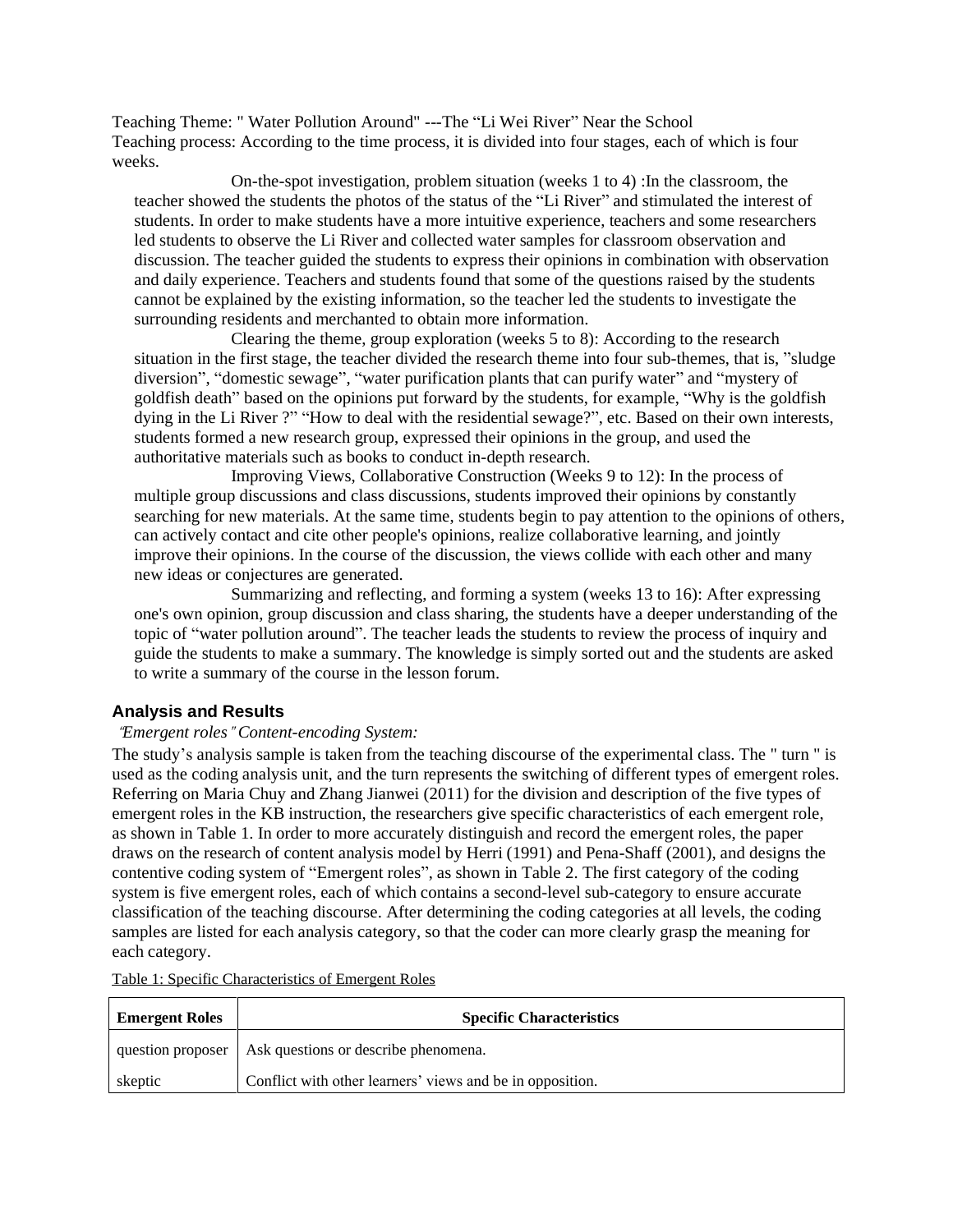Teaching Theme: " Water Pollution Around" ---The “Li Wei River” Near the School

Teaching process: According to the time process, it is divided into four stages, each of which is four weeks.

On-the-spot investigation, problem situation (weeks 1 to 4) :In the classroom, the teacher showed the students the photos of the status of the “Li River” and stimulated the interest of students. In order to make students have a more intuitive experience, teachers and some researchers led students to observe the Li River and collected water samples for classroom observation and discussion. The teacher guided the students to express their opinions in combination with observation and daily experience. Teachers and students found that some of the questions raised by the students cannot be explained by the existing information, so the teacher led the students to investigate the surrounding residents and merchanted to obtain more information.

Clearing the theme, group exploration (weeks 5 to 8): According to the research situation in the first stage, the teacher divided the research theme into four sub-themes, that is, ”sludge diversion”, “domestic sewage”, “water purification plants that can purify water” and “mystery of goldfish death” based on the opinions put forward by the students, for example, “Why is the goldfish dying in the Li River ?” “How to deal with the residential sewage?”, etc. Based on their own interests, students formed a new research group, expressed their opinions in the group, and used the authoritative materials such as books to conduct in-depth research.

Improving Views, Collaborative Construction (Weeks 9 to 12): In the process of multiple group discussions and class discussions, students improved their opinions by constantly searching for new materials. At the same time, students begin to pay attention to the opinions of others, can actively contact and cite other people's opinions, realize collaborative learning, and jointly improve their opinions. In the course of the discussion, the views collide with each other and many new ideas or conjectures are generated.

Summarizing and reflecting, and forming a system (weeks 13 to 16): After expressing one's own opinion, group discussion and class sharing, the students have a deeper understanding of the topic of “water pollution around”. The teacher leads the students to review the process of inquiry and guide the students to make a summary. The knowledge is simply sorted out and the students are asked to write a summary of the course in the lesson forum.

## Analysis and Results

*"Emergent roles" Content-encoding System:*

The study’s analysis sample is taken from the teaching discourse of the experimental class. The " turn " is used as the coding analysis unit, and the turn represents the switching of different types of emergent roles. Referring on Maria Chuy and Zhang Jianwei (2011) for the division and description of the five types of emergent roles in the KB instruction, the researchers give specific characteristics of each emergent role, as shown in Table 1. In order to more accurately distinguish and record the emergent roles, the paper draws on the research of content analysis model by Herri (1991) and Pena-Shaff (2001), and designs the contentive coding system of “Emergent roles”, as shown in Table 2. The first category of the coding system is five emergent roles, each of which contains a second-level sub-category to ensure accurate classification of the teaching discourse. After determining the coding categories at all levels, the coding samples are listed for each analysis category, so that the coder can more clearly grasp the meaning for each category.

Table 1: Specific Characteristics of Emergent Roles

| Emergent Roles | Specific Characteristics |
|---|---|
| question proposer | Ask questions or describe phenomena. |
| skeptic | Conflict with other learners’ views and be in opposition. |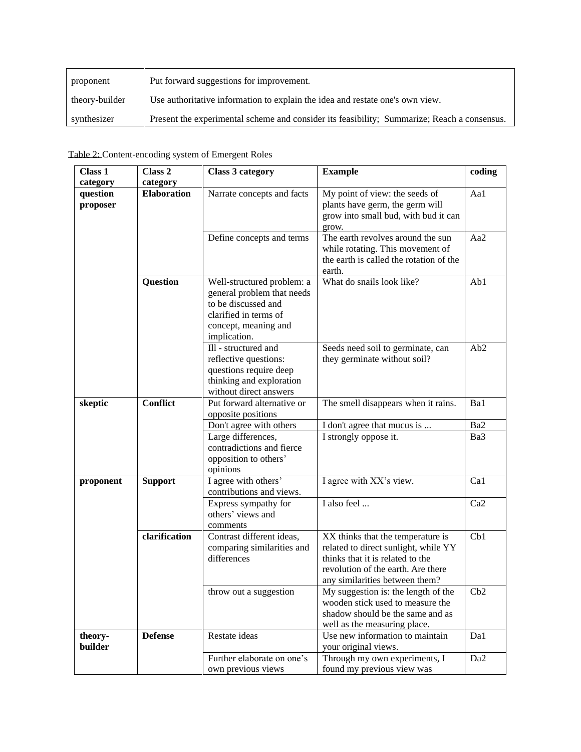| | |
|---|---|
| proponent | Put forward suggestions for improvement. |
| theory-builder | Use authoritative information to explain the idea and restate one's own view. |
| synthesizer | Present the experimental scheme and consider its feasibility; Summarize; Reach a consensus. |

Table 2: Content-encoding system of Emergent Roles

| Class 1 category | Class 2 category | Class 3 category | Example | coding |
|---|---|---|---|---|
| **question proposer** | **Elaboration** | Narrate concepts and facts | My point of view: the seeds of plants have germ, the germ will grow into small bud, with bud it can grow. | Aa1 |
| | | Define concepts and terms | The earth revolves around the sun while rotating. This movement of the earth is called the rotation of the earth. | Aa2 |
| | **Question** | Well-structured problem: a general problem that needs to be discussed and clarified in terms of concept, meaning and implication. | What do snails look like? | Ab1 |
| | | Ill - structured and reflective questions: questions require deep thinking and exploration without direct answers | Seeds need soil to germinate, can they germinate without soil? | Ab2 |
| **skeptic** | **Conflict** | Put forward alternative or opposite positions | The smell disappears when it rains. | Ba1 |
| | | Don't agree with others | I don't agree that mucus is ... | Ba2 |
| | | Large differences, contradictions and fierce opposition to others' opinions | I strongly oppose it. | Ba3 |
| **proponent** | **Support** | I agree with others' contributions and views. | I agree with XX's view. | Ca1 |
| | | Express sympathy for others' views and comments | I also feel ... | Ca2 |
| | **clarification** | Contrast different ideas, comparing similarities and differences | XX thinks that the temperature is related to direct sunlight, while YY thinks that it is related to the revolution of the earth. Are there any similarities between them? | Cb1 |
| | | throw out a suggestion | My suggestion is: the length of the wooden stick used to measure the shadow should be the same and as well as the measuring place. | Cb2 |
| **theory-builder** | **Defense** | Restate ideas | Use new information to maintain your original views. | Da1 |
| | | Further elaborate on one's own previous views | Through my own experiments, I found my previous view was | Da2 |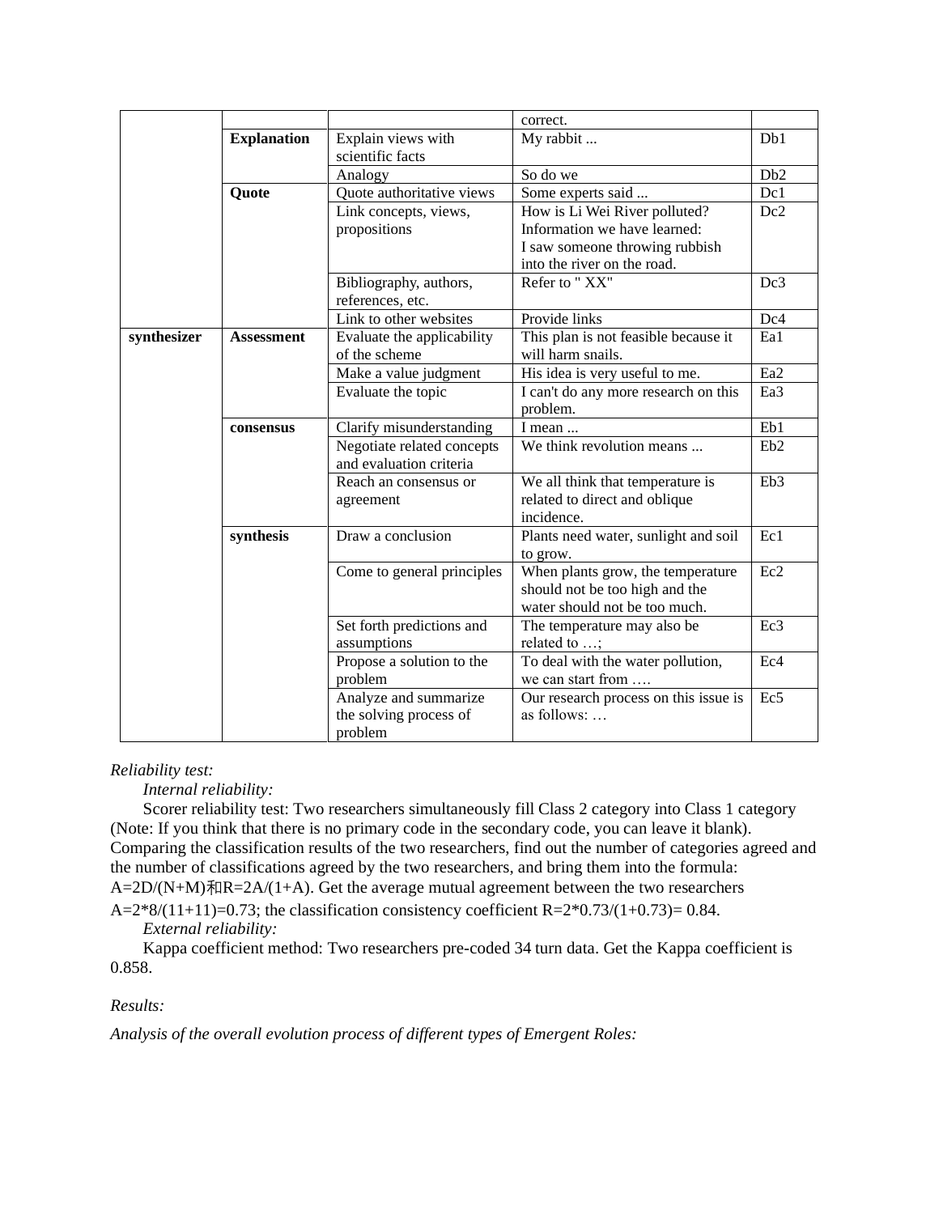| | | | correct. | |
|---|---|---|---|---|
| | **Explanation** | Explain views with scientific facts | My rabbit ... | Db1 |
| | | Analogy | So do we | Db2 |
| | **Quote** | Quote authoritative views | Some experts said ... | Dc1 |
| | | Link concepts, views, propositions | How is Li Wei River polluted? Information we have learned: I saw someone throwing rubbish into the river on the road. | Dc2 |
| | | Bibliography, authors, references, etc. | Refer to " XX" | Dc3 |
| | | Link to other websites | Provide links | Dc4 |
| **synthesizer** | **Assessment** | Evaluate the applicability of the scheme | This plan is not feasible because it will harm snails. | Ea1 |
| | | Make a value judgment | His idea is very useful to me. | Ea2 |
| | | Evaluate the topic | I can't do any more research on this problem. | Ea3 |
| | **consensus** | Clarify misunderstanding | I mean ... | Eb1 |
| | | Negotiate related concepts and evaluation criteria | We think revolution means ... | Eb2 |
| | | Reach an consensus or agreement | We all think that temperature is related to direct and oblique incidence. | Eb3 |
| | **synthesis** | Draw a conclusion | Plants need water, sunlight and soil to grow. | Ec1 |
| | | Come to general principles | When plants grow, the temperature should not be too high and the water should not be too much. | Ec2 |
| | | Set forth predictions and assumptions | The temperature may also be related to …; | Ec3 |
| | | Propose a solution to the problem | To deal with the water pollution, we can start from …. | Ec4 |
| | | Analyze and summarize the solving process of problem | Our research process on this issue is as follows: … | Ec5 |

*Reliability test:*

*Internal reliability:*

Scorer reliability test: Two researchers simultaneously fill Class 2 category into Class 1 category (Note: If you think that there is no primary code in the secondary code, you can leave it blank). Comparing the classification results of the two researchers, find out the number of categories agreed and the number of classifications agreed by the two researchers, and bring them into the formula: $A=2D/(N+M)$和$R=2A/(1+A)$. Get the average mutual agreement between the two researchers $A=2*8/(11+11)=0.73$; the classification consistency coefficient $R=2*0.73/(1+0.73)= 0.84$.

*External reliability:*

Kappa coefficient method: Two researchers pre-coded 34 turn data. Get the Kappa coefficient is 0.858.

*Results:*

*Analysis of the overall evolution process of different types of Emergent Roles:*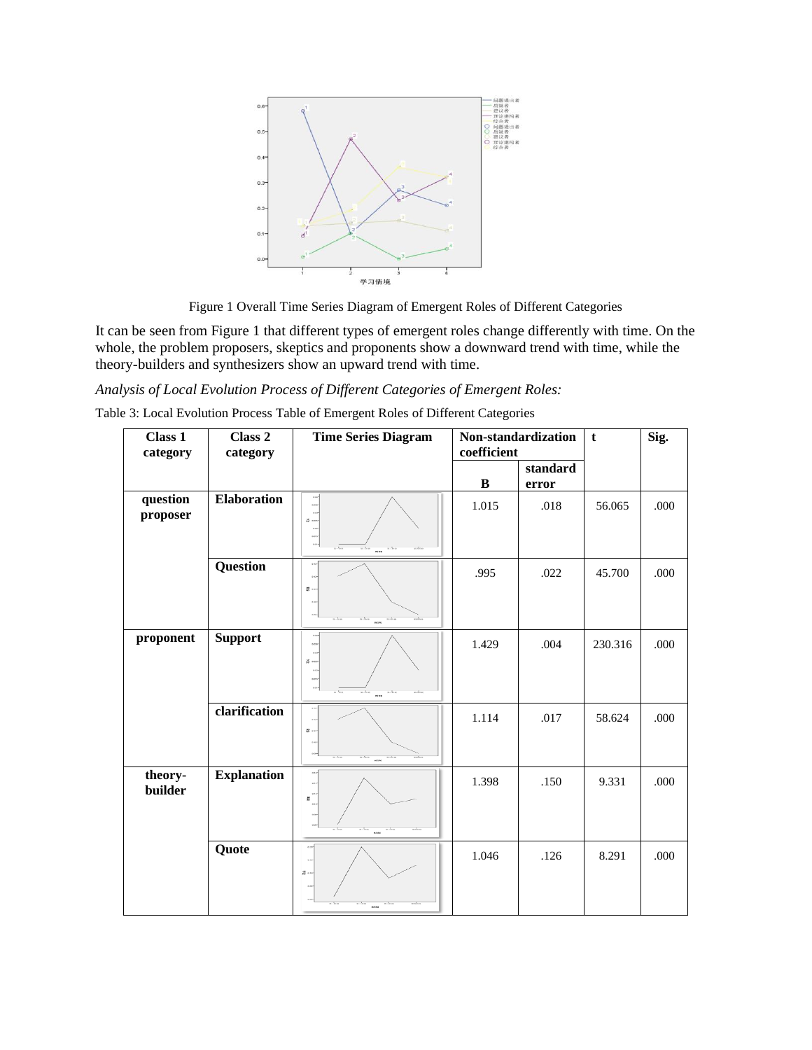Figure 1 Overall Time Series Diagram of Emergent Roles of Different Categories

It can be seen from Figure 1 that different types of emergent roles change differently with time. On the whole, the problem proposers, skeptics and proponents show a downward trend with time, while the theory-builders and synthesizers show an upward trend with time.

*Analysis of Local Evolution Process of Different Categories of Emergent Roles:*

Table 3: Local Evolution Process Table of Emergent Roles of Different Categories

| Class 1 category | Class 2 category | Time Series Diagram | Non-standardization coefficient | | t | Sig. |
|---|---|---|---|---|---|---|
| | | | B | standard error | | |
| **question proposer** | **Elaboration** | | 1.015 | .018 | 56.065 | .000 |
| | **Question** | | .995 | .022 | 45.700 | .000 |
| **proponent** | **Support** | | 1.429 | .004 | 230.316 | .000 |
| | **clarification** | | 1.114 | .017 | 58.624 | .000 |
| **theory-builder** | **Explanation** | | 1.398 | .150 | 9.331 | .000 |
| | **Quote** | | 1.046 | .126 | 8.291 | .000 |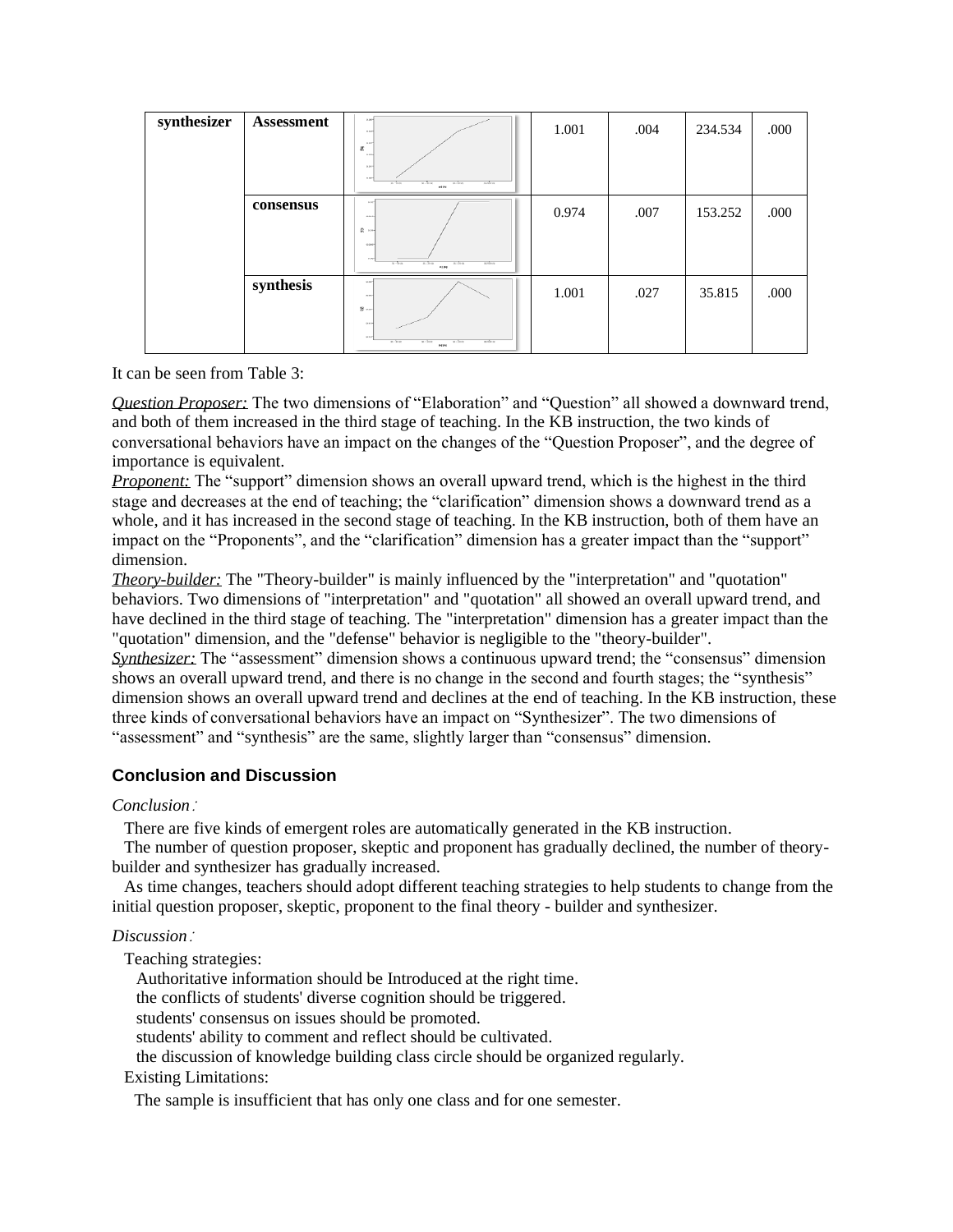| synthesizer | Assessment | | 1.001 | .004 | 234.534 | .000 |
|---|---|---|---|---|---|---|
| | consensus | | 0.974 | .007 | 153.252 | .000 |
| | synthesis | | 1.001 | .027 | 35.815 | .000 |

It can be seen from Table 3:

*Question Proposer:* The two dimensions of "Elaboration" and "Question" all showed a downward trend, and both of them increased in the third stage of teaching. In the KB instruction, the two kinds of conversational behaviors have an impact on the changes of the "Question Proposer", and the degree of importance is equivalent.

*Proponent:* The "support" dimension shows an overall upward trend, which is the highest in the third stage and decreases at the end of teaching; the "clarification" dimension shows a downward trend as a whole, and it has increased in the second stage of teaching. In the KB instruction, both of them have an impact on the "Proponents", and the "clarification" dimension has a greater impact than the "support" dimension.

*Theory-builder:* The "Theory-builder" is mainly influenced by the "interpretation" and "quotation" behaviors. Two dimensions of "interpretation" and "quotation" all showed an overall upward trend, and have declined in the third stage of teaching. The "interpretation" dimension has a greater impact than the "quotation" dimension, and the "defense" behavior is negligible to the "theory-builder".

*Synthesizer:* The "assessment" dimension shows a continuous upward trend; the "consensus" dimension shows an overall upward trend, and there is no change in the second and fourth stages; the "synthesis" dimension shows an overall upward trend and declines at the end of teaching. In the KB instruction, these three kinds of conversational behaviors have an impact on "Synthesizer". The two dimensions of "assessment" and "synthesis" are the same, slightly larger than "consensus" dimension.

## Conclusion and Discussion

*Conclusion:*

There are five kinds of emergent roles are automatically generated in the KB instruction.

The number of question proposer, skeptic and proponent has gradually declined, the number of theory-builder and synthesizer has gradually increased.

As time changes, teachers should adopt different teaching strategies to help students to change from the initial question proposer, skeptic, proponent to the final theory - builder and synthesizer.

*Discussion:*

Teaching strategies:

- Authoritative information should be Introduced at the right time.
- the conflicts of students' diverse cognition should be triggered.
- students' consensus on issues should be promoted.
- students' ability to comment and reflect should be cultivated.
- the discussion of knowledge building class circle should be organized regularly.

Existing Limitations:

The sample is insufficient that has only one class and for one semester.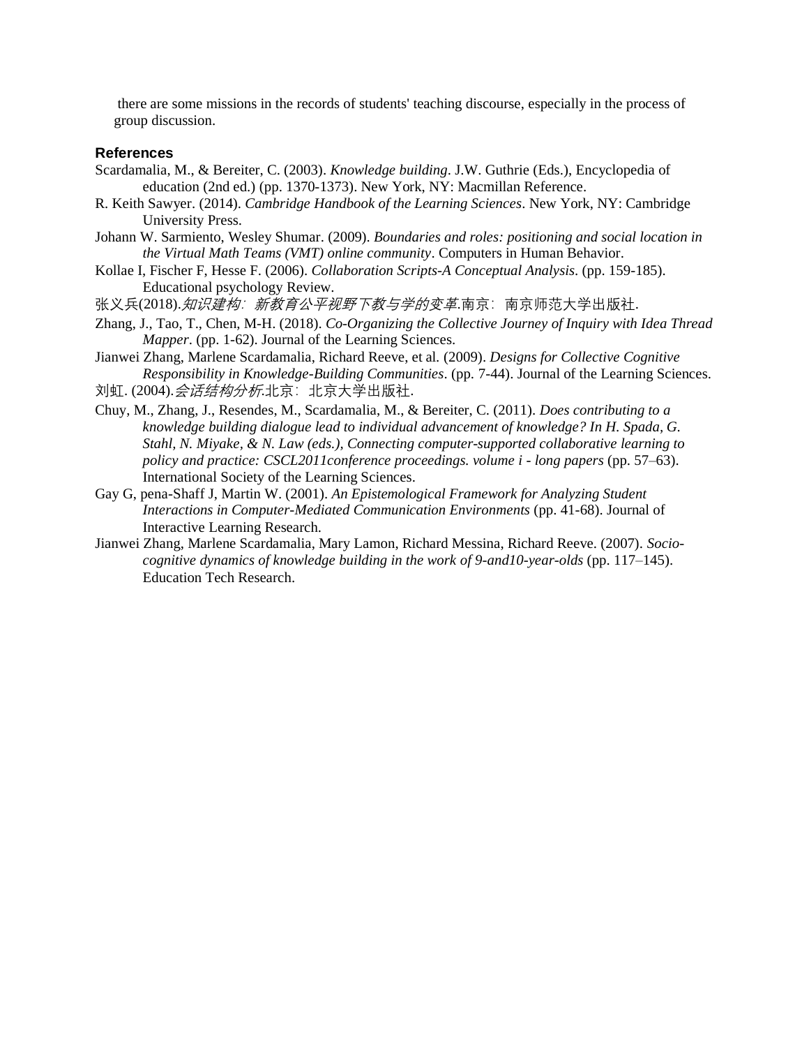there are some missions in the records of students' teaching discourse, especially in the process of group discussion.

## References

Scardamalia, M., & Bereiter, C. (2003). *Knowledge building*. J.W. Guthrie (Eds.), Encyclopedia of education (2nd ed.) (pp. 1370-1373). New York, NY: Macmillan Reference.

R. Keith Sawyer. (2014). *Cambridge Handbook of the Learning Sciences*. New York, NY: Cambridge University Press.

Johann W. Sarmiento, Wesley Shumar. (2009). *Boundaries and roles: positioning and social location in the Virtual Math Teams (VMT) online community*. Computers in Human Behavior.

Kollae I, Fischer F, Hesse F. (2006). *Collaboration Scripts-A Conceptual Analysis*. (pp. 159-185). Educational psychology Review.

张义兵(2018).*知识建构：新教育公平视野下教与学的变革*.南京：南京师范大学出版社.

Zhang, J., Tao, T., Chen, M-H. (2018). *Co-Organizing the Collective Journey of Inquiry with Idea Thread Mapper*. (pp. 1-62). Journal of the Learning Sciences.

Jianwei Zhang, Marlene Scardamalia, Richard Reeve, et al. (2009). *Designs for Collective Cognitive Responsibility in Knowledge-Building Communities*. (pp. 7-44). Journal of the Learning Sciences.

刘虹. (2004).*会话结构分析*.北京：北京大学出版社.

Chuy, M., Zhang, J., Resendes, M., Scardamalia, M., & Bereiter, C. (2011). *Does contributing to a knowledge building dialogue lead to individual advancement of knowledge? In H. Spada, G. Stahl, N. Miyake, & N. Law (eds.), Connecting computer-supported collaborative learning to policy and practice: CSCL2011conference proceedings. volume i - long papers* (pp. 57–63). International Society of the Learning Sciences.

Gay G, pena-Shaff J, Martin W. (2001). *An Epistemological Framework for Analyzing Student Interactions in Computer-Mediated Communication Environments* (pp. 41-68). Journal of Interactive Learning Research.

Jianwei Zhang, Marlene Scardamalia, Mary Lamon, Richard Messina, Richard Reeve. (2007). *Socio-cognitive dynamics of knowledge building in the work of 9-and10-year-olds* (pp. 117–145). Education Tech Research.